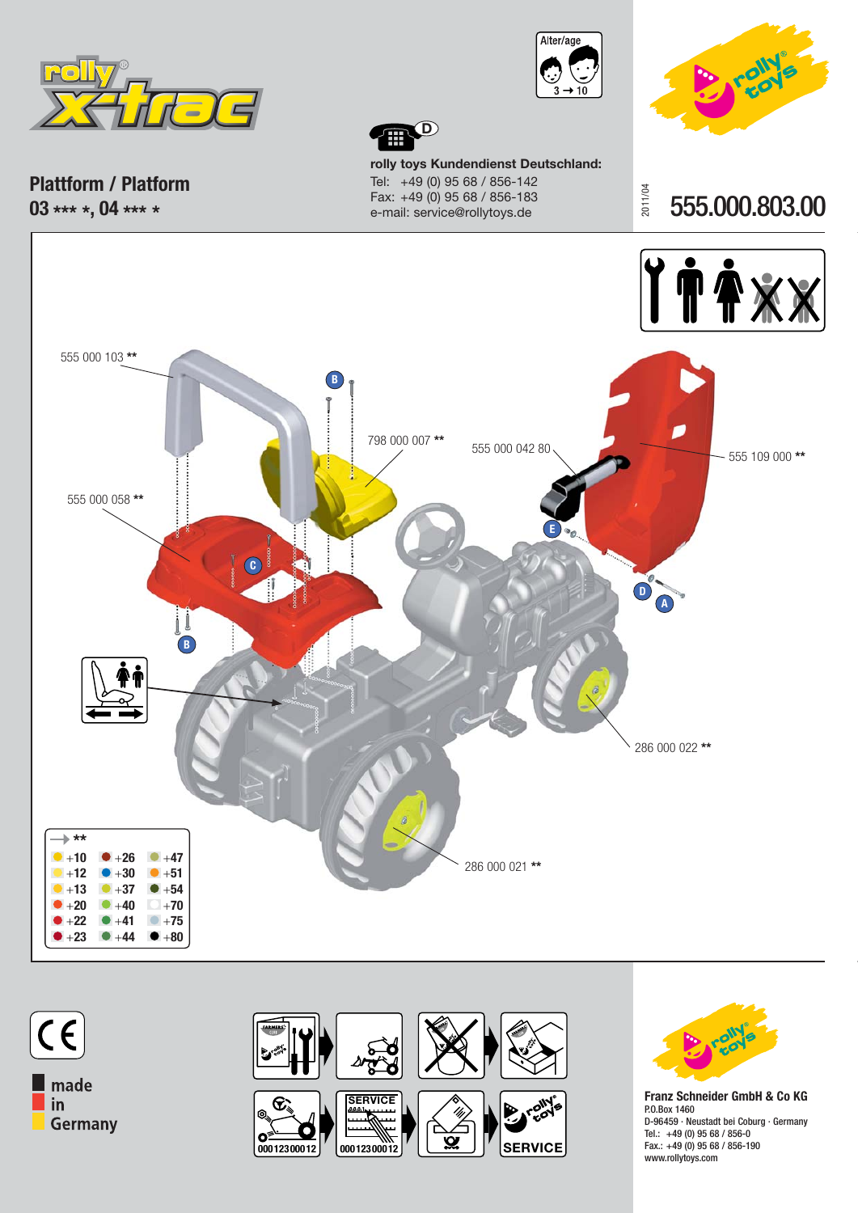rolly® x-trac

# Plattform / Platform

**03 \*\*\* \*, 04 \*\*\* \***

Alter/age 3 → 10

D

**rolly toys Kundendienst Deutschland:**
Tel: +49 (0) 95 68 / 856-142
Fax: +49 (0) 95 68 / 856-183
e-mail: service@rollytoys.de

2011/04

## 555.000.803.00

555 000 103 **

798 000 007 **

555 000 042 80

555 109 000 **

555 000 058 **

286 000 022 **

286 000 021 **

A B C D E

→ **

| | | |
|---|---|---|
| +10 | +26 | +47 |
| +12 | +30 | +51 |
| +13 | +37 | +54 |
| +20 | +40 | +70 |
| +22 | +41 | +75 |
| +23 | +44 | +80 |

CE

made
in
Germany

SERVICE

000123000012

000123000012

SERVICE

**Franz Schneider GmbH & Co KG**
P.O.Box 1460
D-96459 · Neustadt bei Coburg · Germany
Tel.: +49 (0) 95 68 / 856-0
Fax.: +49 (0) 95 68 / 856-190
www.rollytoys.com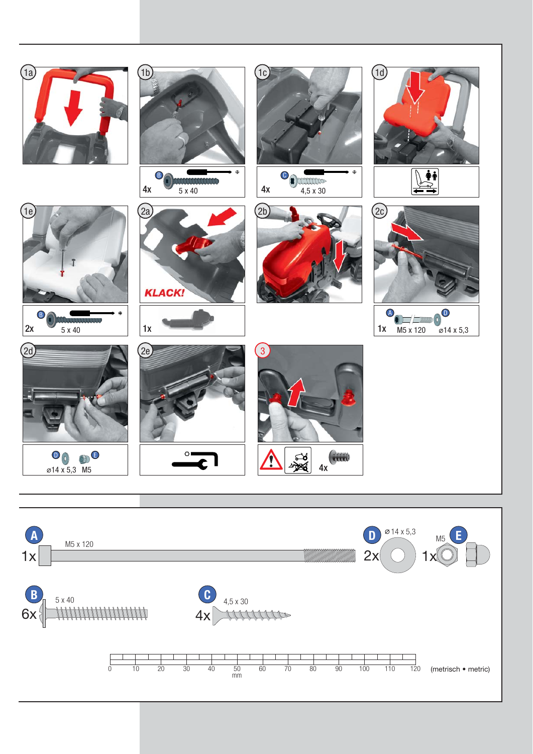1a

1b

B 4x 5 x 40

1c

C 4x 4,5 x 30

1d

1e

B 2x 5 x 40

2a

KLACK!

1x

2b

2c

A D 1x M5 x 120 ⌀14 x 5,3

2d

D E ⌀14 x 5,3 M5

2e

3

4x

A 1x M5 x 120

D 2x ⌀14 x 5,3

E 1x M5

B 6x 5 x 40

C 4x 4,5 x 30

0 10 20 30 40 50 60 70 80 90 100 110 120 (metrisch • metric)

mm